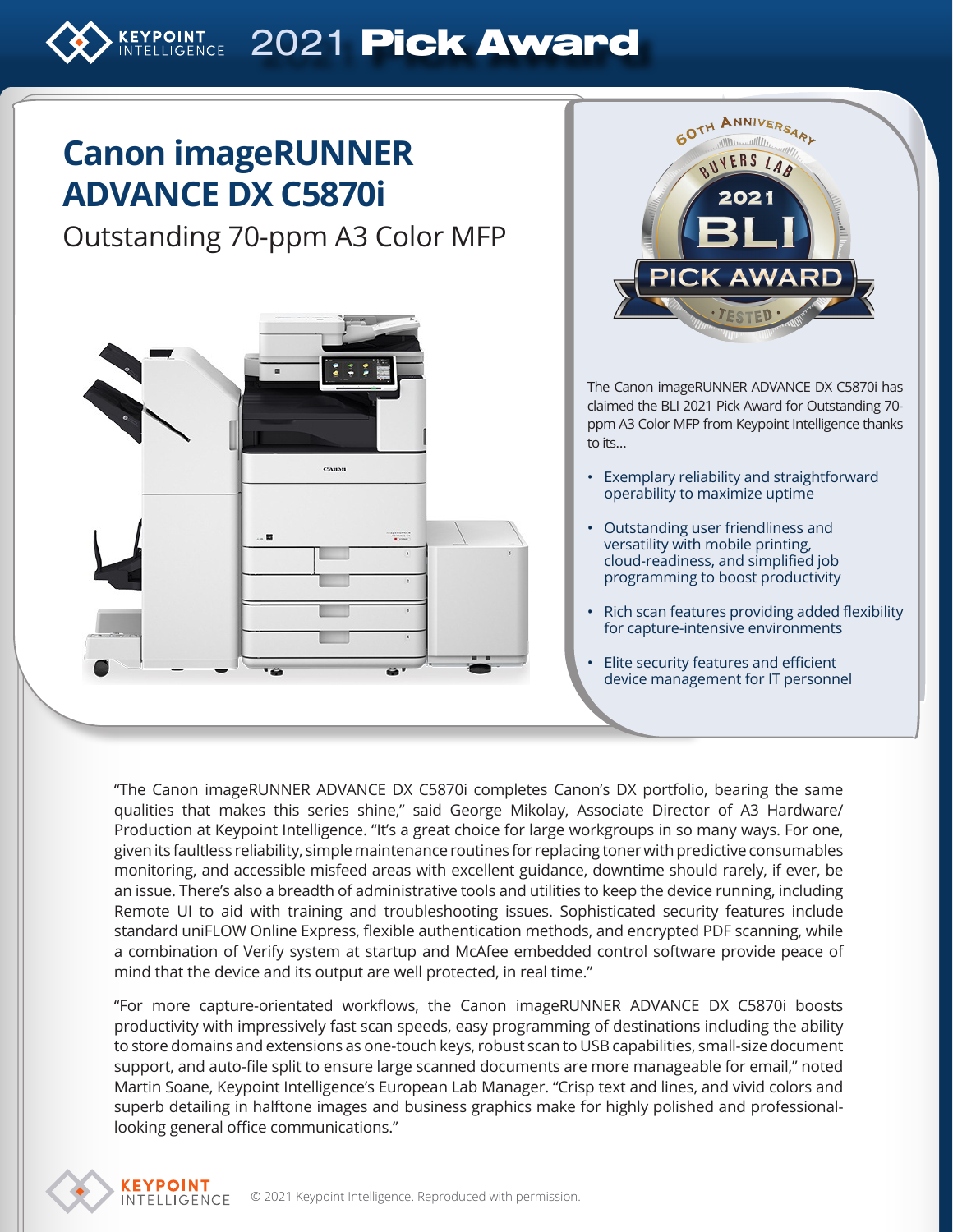# KEYPOINT INTELLIGENCE 2021 Pick Award

## Canon imageRUNNER ADVANCE DX C5870i

Outstanding 70-ppm A3 Color MFP

60TH ANNIVERSARY BUYERS LAB 2021 BLI PICK AWARD TESTED

The Canon imageRUNNER ADVANCE DX C5870i has claimed the BLI 2021 Pick Award for Outstanding 70-ppm A3 Color MFP from Keypoint Intelligence thanks to its...

- Exemplary reliability and straightforward operability to maximize uptime
- Outstanding user friendliness and versatility with mobile printing, cloud-readiness, and simplified job programming to boost productivity
- Rich scan features providing added flexibility for capture-intensive environments
- Elite security features and efficient device management for IT personnel

"The Canon imageRUNNER ADVANCE DX C5870i completes Canon's DX portfolio, bearing the same qualities that makes this series shine," said George Mikolay, Associate Director of A3 Hardware/ Production at Keypoint Intelligence. "It's a great choice for large workgroups in so many ways. For one, given its faultless reliability, simple maintenance routines for replacing toner with predictive consumables monitoring, and accessible misfeed areas with excellent guidance, downtime should rarely, if ever, be an issue. There's also a breadth of administrative tools and utilities to keep the device running, including Remote UI to aid with training and troubleshooting issues. Sophisticated security features include standard uniFLOW Online Express, flexible authentication methods, and encrypted PDF scanning, while a combination of Verify system at startup and McAfee embedded control software provide peace of mind that the device and its output are well protected, in real time."

"For more capture-orientated workflows, the Canon imageRUNNER ADVANCE DX C5870i boosts productivity with impressively fast scan speeds, easy programming of destinations including the ability to store domains and extensions as one-touch keys, robust scan to USB capabilities, small-size document support, and auto-file split to ensure large scanned documents are more manageable for email," noted Martin Soane, Keypoint Intelligence's European Lab Manager. "Crisp text and lines, and vivid colors and superb detailing in halftone images and business graphics make for highly polished and professional-looking general office communications."

KEYPOINT INTELLIGENCE © 2021 Keypoint Intelligence. Reproduced with permission.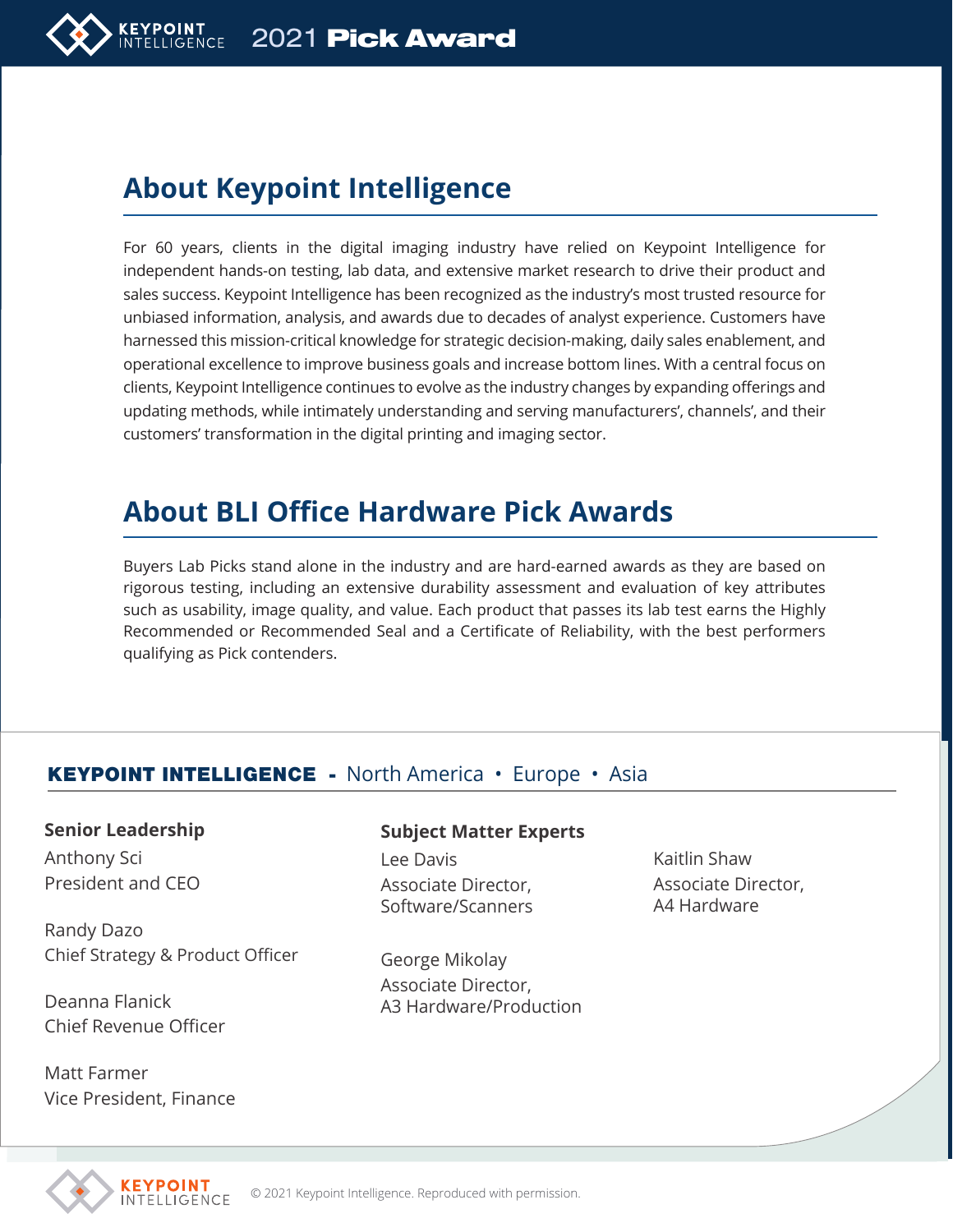## About Keypoint Intelligence

For 60 years, clients in the digital imaging industry have relied on Keypoint Intelligence for independent hands-on testing, lab data, and extensive market research to drive their product and sales success. Keypoint Intelligence has been recognized as the industry's most trusted resource for unbiased information, analysis, and awards due to decades of analyst experience. Customers have harnessed this mission-critical knowledge for strategic decision-making, daily sales enablement, and operational excellence to improve business goals and increase bottom lines. With a central focus on clients, Keypoint Intelligence continues to evolve as the industry changes by expanding offerings and updating methods, while intimately understanding and serving manufacturers', channels', and their customers' transformation in the digital printing and imaging sector.

## About BLI Office Hardware Pick Awards

Buyers Lab Picks stand alone in the industry and are hard-earned awards as they are based on rigorous testing, including an extensive durability assessment and evaluation of key attributes such as usability, image quality, and value. Each product that passes its lab test earns the Highly Recommended or Recommended Seal and a Certificate of Reliability, with the best performers qualifying as Pick contenders.

**KEYPOINT INTELLIGENCE** - North America • Europe • Asia

**Senior Leadership**

Anthony Sci
President and CEO

Randy Dazo
Chief Strategy & Product Officer

Deanna Flanick
Chief Revenue Officer

Matt Farmer
Vice President, Finance

**Subject Matter Experts**

Lee Davis
Associate Director,
Software/Scanners

George Mikolay
Associate Director,
A3 Hardware/Production

Kaitlin Shaw
Associate Director,
A4 Hardware

© 2021 Keypoint Intelligence. Reproduced with permission.